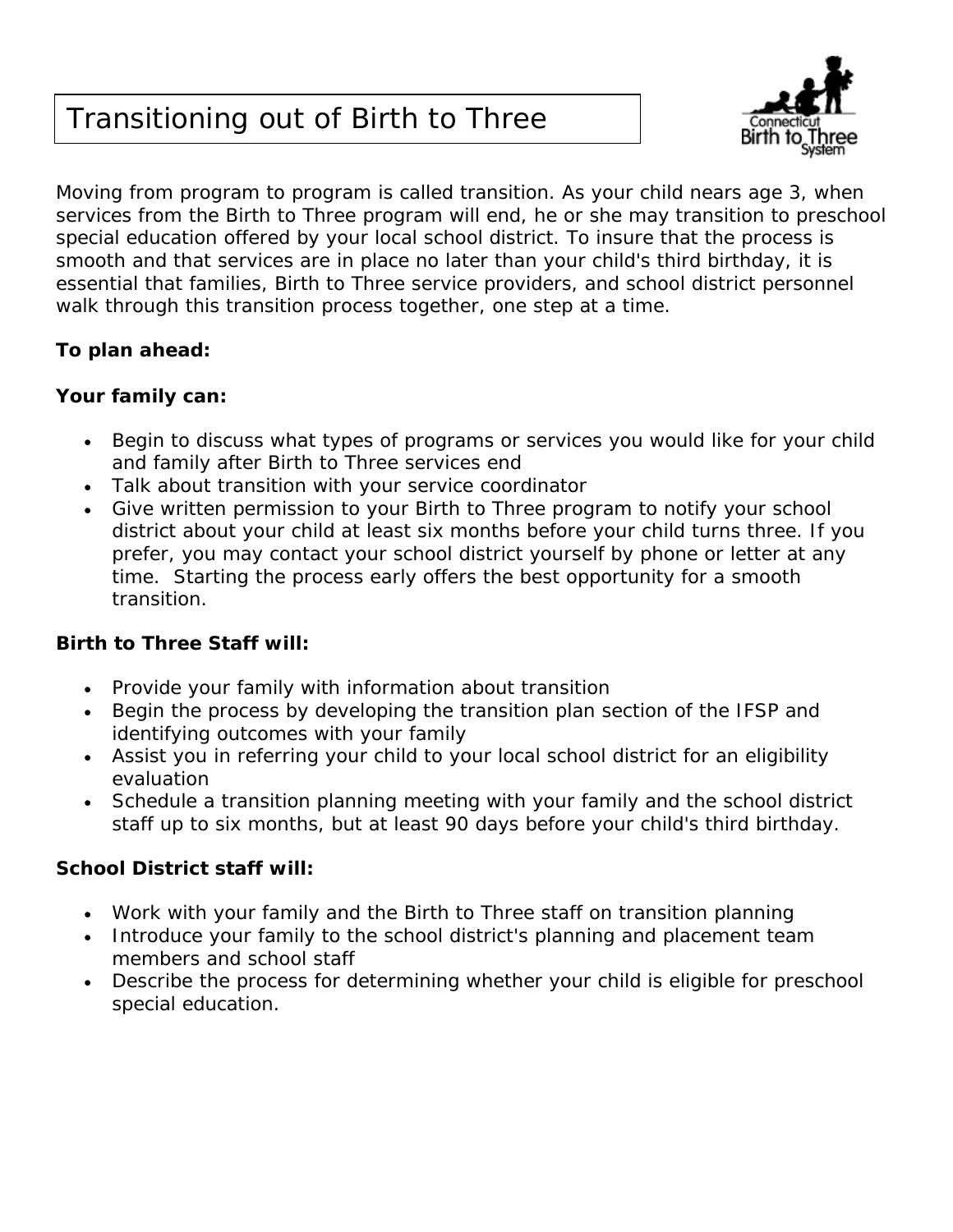# Transitioning out of Birth to Three

Moving from program to program is called transition. As your child nears age 3, when services from the Birth to Three program will end, he or she may transition to preschool special education offered by your local school district. To insure that the process is smooth and that services are in place no later than your child's third birthday, it is essential that families, Birth to Three service providers, and school district personnel walk through this transition process together, one step at a time.

**To plan ahead:**

**Your family can:**

- Begin to discuss what types of programs or services you would like for your child and family after Birth to Three services end
- Talk about transition with your service coordinator
- Give written permission to your Birth to Three program to notify your school district about your child at least six months before your child turns three. If you prefer, you may contact your school district yourself by phone or letter at any time. Starting the process early offers the best opportunity for a smooth transition.

**Birth to Three Staff will:**

- Provide your family with information about transition
- Begin the process by developing the transition plan section of the IFSP and identifying outcomes with your family
- Assist you in referring your child to your local school district for an eligibility evaluation
- Schedule a transition planning meeting with your family and the school district staff up to six months, but at least 90 days before your child's third birthday.

**School District staff will:**

- Work with your family and the Birth to Three staff on transition planning
- Introduce your family to the school district's planning and placement team members and school staff
- Describe the process for determining whether your child is eligible for preschool special education.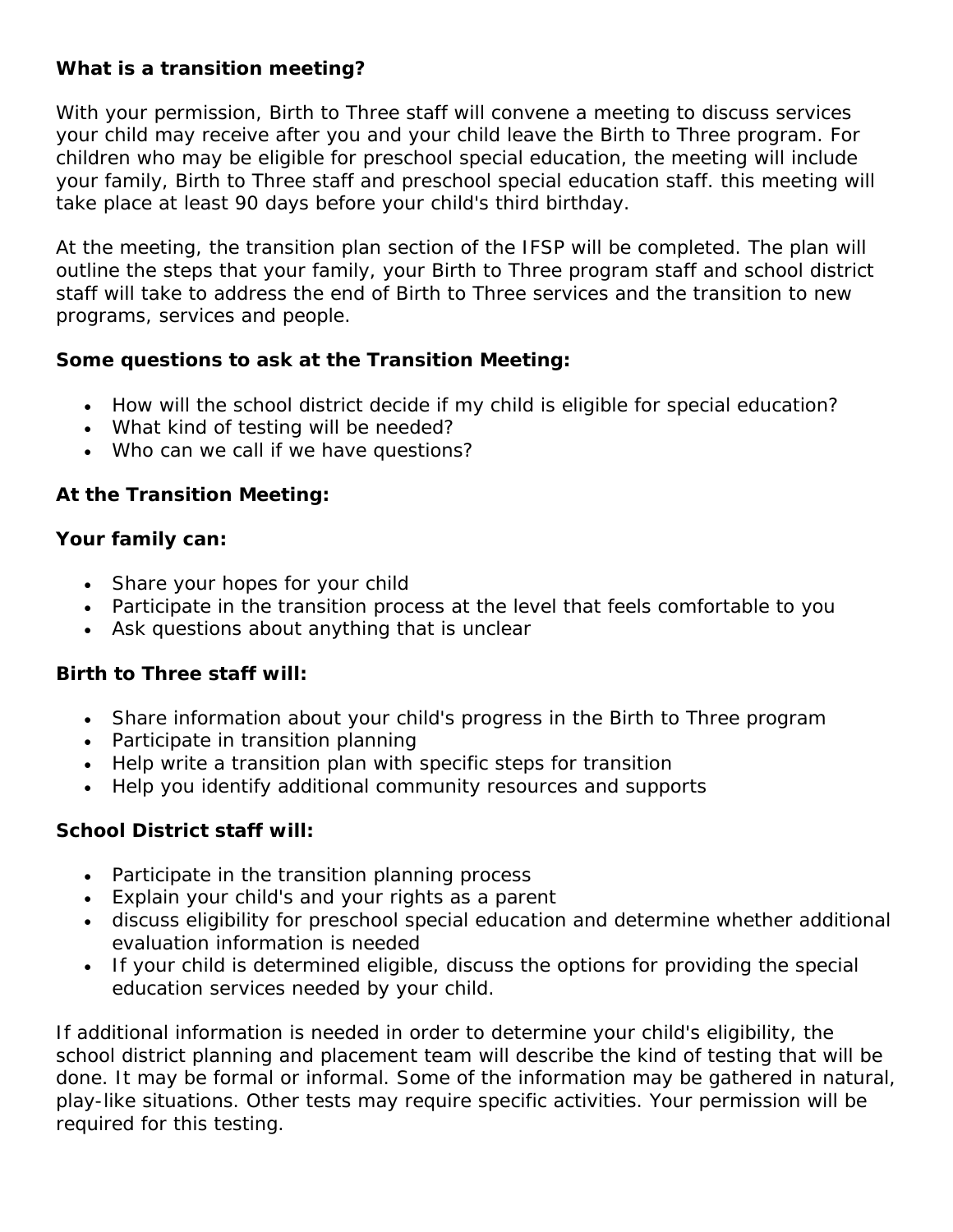**What is a transition meeting?**

With your permission, Birth to Three staff will convene a meeting to discuss services your child may receive after you and your child leave the Birth to Three program. For children who may be eligible for preschool special education, the meeting will include your family, Birth to Three staff and preschool special education staff. this meeting will take place at least 90 days before your child's third birthday.

At the meeting, the transition plan section of the IFSP will be completed. The plan will outline the steps that your family, your Birth to Three program staff and school district staff will take to address the end of Birth to Three services and the transition to new programs, services and people.

**Some questions to ask at the Transition Meeting:**

- How will the school district decide if my child is eligible for special education?
- What kind of testing will be needed?
- Who can we call if we have questions?

**At the Transition Meeting:**

**Your family can:**

- Share your hopes for your child
- Participate in the transition process at the level that feels comfortable to you
- Ask questions about anything that is unclear

**Birth to Three staff will:**

- Share information about your child's progress in the Birth to Three program
- Participate in transition planning
- Help write a transition plan with specific steps for transition
- Help you identify additional community resources and supports

**School District staff will:**

- Participate in the transition planning process
- Explain your child's and your rights as a parent
- discuss eligibility for preschool special education and determine whether additional evaluation information is needed
- If your child is determined eligible, discuss the options for providing the special education services needed by your child.

If additional information is needed in order to determine your child's eligibility, the school district planning and placement team will describe the kind of testing that will be done. It may be formal or informal. Some of the information may be gathered in natural, play-like situations. Other tests may require specific activities. Your permission will be required for this testing.